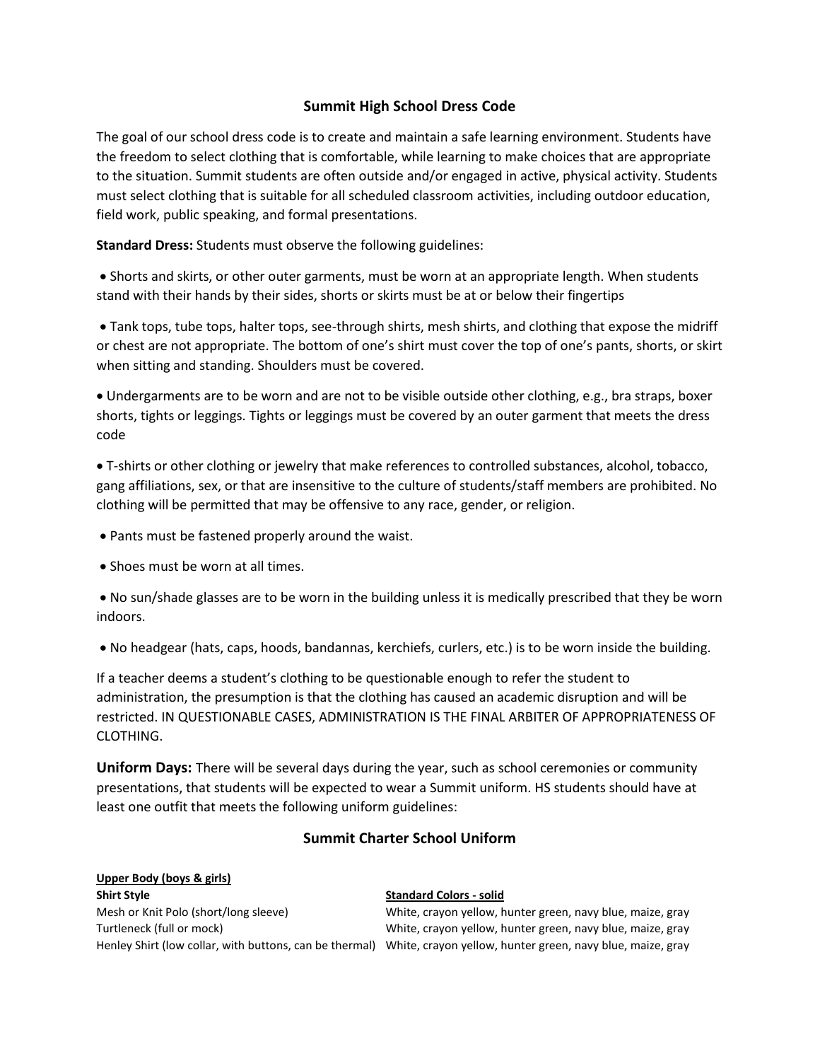# Summit High School Dress Code

The goal of our school dress code is to create and maintain a safe learning environment. Students have the freedom to select clothing that is comfortable, while learning to make choices that are appropriate to the situation. Summit students are often outside and/or engaged in active, physical activity. Students must select clothing that is suitable for all scheduled classroom activities, including outdoor education, field work, public speaking, and formal presentations.

**Standard Dress:** Students must observe the following guidelines:

- Shorts and skirts, or other outer garments, must be worn at an appropriate length. When students stand with their hands by their sides, shorts or skirts must be at or below their fingertips
- Tank tops, tube tops, halter tops, see-through shirts, mesh shirts, and clothing that expose the midriff or chest are not appropriate. The bottom of one's shirt must cover the top of one's pants, shorts, or skirt when sitting and standing. Shoulders must be covered.
- Undergarments are to be worn and are not to be visible outside other clothing, e.g., bra straps, boxer shorts, tights or leggings. Tights or leggings must be covered by an outer garment that meets the dress code
- T-shirts or other clothing or jewelry that make references to controlled substances, alcohol, tobacco, gang affiliations, sex, or that are insensitive to the culture of students/staff members are prohibited. No clothing will be permitted that may be offensive to any race, gender, or religion.
- Pants must be fastened properly around the waist.
- Shoes must be worn at all times.
- No sun/shade glasses are to be worn in the building unless it is medically prescribed that they be worn indoors.
- No headgear (hats, caps, hoods, bandannas, kerchiefs, curlers, etc.) is to be worn inside the building.

If a teacher deems a student's clothing to be questionable enough to refer the student to administration, the presumption is that the clothing has caused an academic disruption and will be restricted. IN QUESTIONABLE CASES, ADMINISTRATION IS THE FINAL ARBITER OF APPROPRIATENESS OF CLOTHING.

**Uniform Days:** There will be several days during the year, such as school ceremonies or community presentations, that students will be expected to wear a Summit uniform. HS students should have at least one outfit that meets the following uniform guidelines:

## Summit Charter School Uniform

**Upper Body (boys & girls)**

| **Shirt Style** | **Standard Colors - solid** |
|---|---|
| Mesh or Knit Polo (short/long sleeve) | White, crayon yellow, hunter green, navy blue, maize, gray |
| Turtleneck (full or mock) | White, crayon yellow, hunter green, navy blue, maize, gray |
| Henley Shirt (low collar, with buttons, can be thermal) | White, crayon yellow, hunter green, navy blue, maize, gray |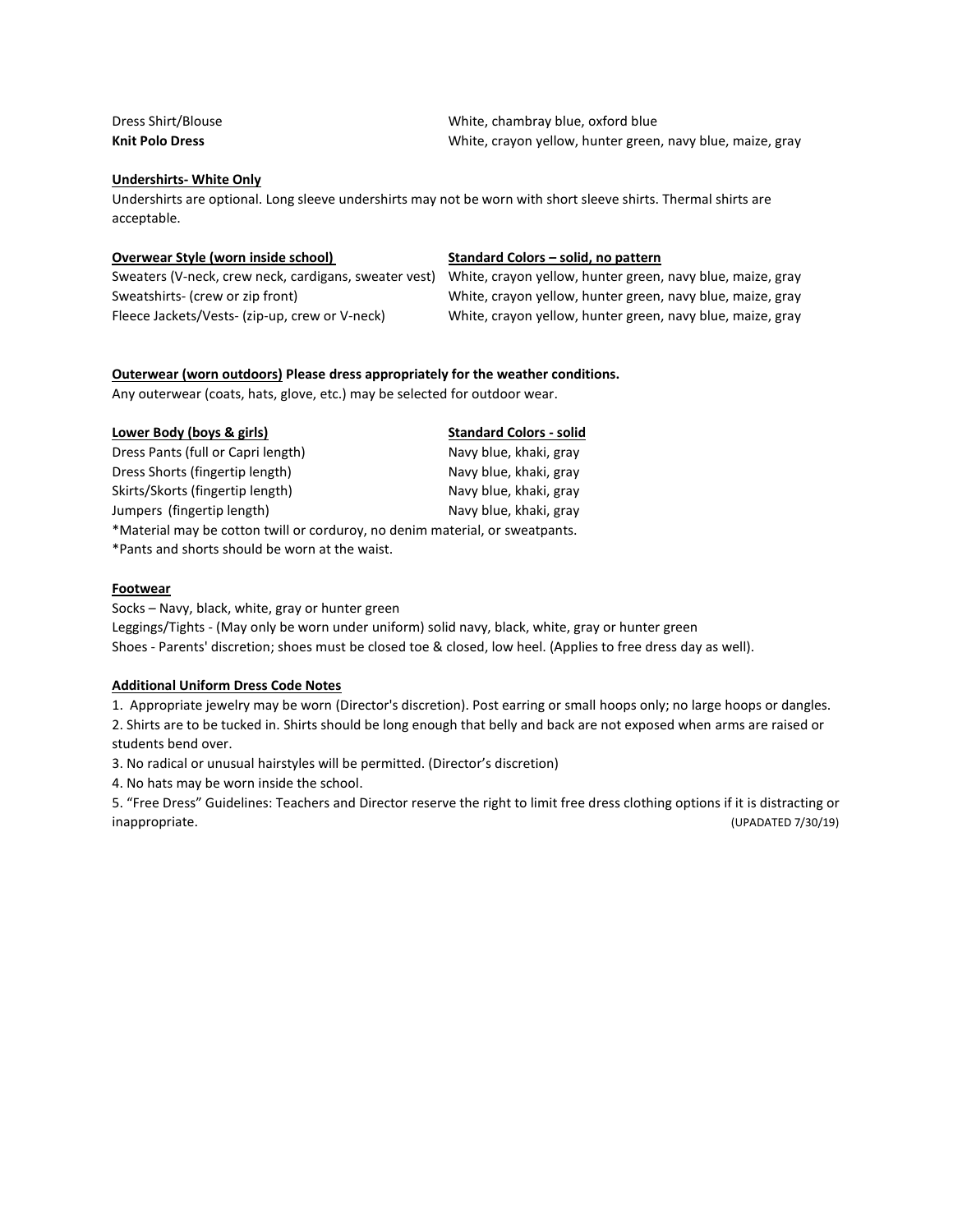| | |
|---|---|
| Dress Shirt/Blouse | White, chambray blue, oxford blue |
| **Knit Polo Dress** | White, crayon yellow, hunter green, navy blue, maize, gray |

**Undershirts- White Only**

Undershirts are optional. Long sleeve undershirts may not be worn with short sleeve shirts. Thermal shirts are acceptable.

| **Overwear Style (worn inside school)** | **Standard Colors – solid, no pattern** |
|---|---|
| Sweaters (V-neck, crew neck, cardigans, sweater vest) | White, crayon yellow, hunter green, navy blue, maize, gray |
| Sweatshirts- (crew or zip front) | White, crayon yellow, hunter green, navy blue, maize, gray |
| Fleece Jackets/Vests- (zip-up, crew or V-neck) | White, crayon yellow, hunter green, navy blue, maize, gray |

**Outerwear (worn outdoors) Please dress appropriately for the weather conditions.**

Any outerwear (coats, hats, glove, etc.) may be selected for outdoor wear.

| **Lower Body (boys & girls)** | **Standard Colors - solid** |
|---|---|
| Dress Pants (full or Capri length) | Navy blue, khaki, gray |
| Dress Shorts (fingertip length) | Navy blue, khaki, gray |
| Skirts/Skorts (fingertip length) | Navy blue, khaki, gray |
| Jumpers (fingertip length) | Navy blue, khaki, gray |

*Material may be cotton twill or corduroy, no denim material, or sweatpants.

*Pants and shorts should be worn at the waist.

**Footwear**

Socks – Navy, black, white, gray or hunter green

Leggings/Tights - (May only be worn under uniform) solid navy, black, white, gray or hunter green

Shoes - Parents' discretion; shoes must be closed toe & closed, low heel. (Applies to free dress day as well).

**Additional Uniform Dress Code Notes**

1. Appropriate jewelry may be worn (Director's discretion). Post earring or small hoops only; no large hoops or dangles.
2. Shirts are to be tucked in. Shirts should be long enough that belly and back are not exposed when arms are raised or students bend over.
3. No radical or unusual hairstyles will be permitted. (Director's discretion)
4. No hats may be worn inside the school.
5. "Free Dress" Guidelines: Teachers and Director reserve the right to limit free dress clothing options if it is distracting or inappropriate.

(UPADATED 7/30/19)